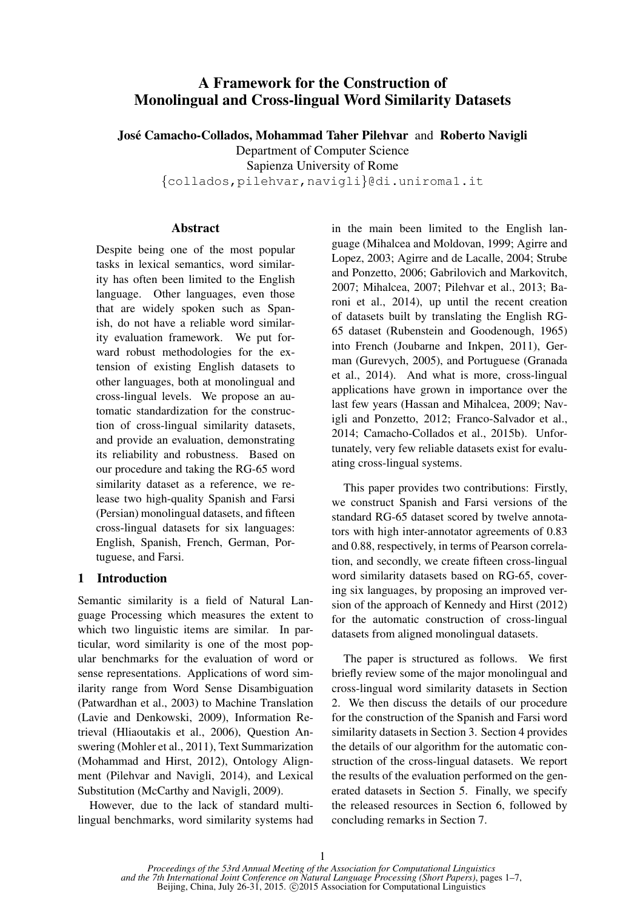# A Framework for the Construction of Monolingual and Cross-lingual Word Similarity Datasets

**José Camacho-Collados, Mohammad Taher Pilehvar** and **Roberto Navigli**
Department of Computer Science
Sapienza University of Rome
{collados,pilehvar,navigli}@di.uniroma1.it

## Abstract

Despite being one of the most popular tasks in lexical semantics, word similarity has often been limited to the English language. Other languages, even those that are widely spoken such as Spanish, do not have a reliable word similarity evaluation framework. We put forward robust methodologies for the extension of existing English datasets to other languages, both at monolingual and cross-lingual levels. We propose an automatic standardization for the construction of cross-lingual similarity datasets, and provide an evaluation, demonstrating its reliability and robustness. Based on our procedure and taking the RG-65 word similarity dataset as a reference, we release two high-quality Spanish and Farsi (Persian) monolingual datasets, and fifteen cross-lingual datasets for six languages: English, Spanish, French, German, Portuguese, and Farsi.

## 1 Introduction

Semantic similarity is a field of Natural Language Processing which measures the extent to which two linguistic items are similar. In particular, word similarity is one of the most popular benchmarks for the evaluation of word or sense representations. Applications of word similarity range from Word Sense Disambiguation (Patwardhan et al., 2003) to Machine Translation (Lavie and Denkowski, 2009), Information Retrieval (Hliaoutakis et al., 2006), Question Answering (Mohler et al., 2011), Text Summarization (Mohammad and Hirst, 2012), Ontology Alignment (Pilehvar and Navigli, 2014), and Lexical Substitution (McCarthy and Navigli, 2009).

However, due to the lack of standard multilingual benchmarks, word similarity systems had in the main been limited to the English language (Mihalcea and Moldovan, 1999; Agirre and Lopez, 2003; Agirre and de Lacalle, 2004; Strube and Ponzetto, 2006; Gabrilovich and Markovitch, 2007; Mihalcea, 2007; Pilehvar et al., 2013; Baroni et al., 2014), up until the recent creation of datasets built by translating the English RG-65 dataset (Rubenstein and Goodenough, 1965) into French (Joubarne and Inkpen, 2011), German (Gurevych, 2005), and Portuguese (Granada et al., 2014). And what is more, cross-lingual applications have grown in importance over the last few years (Hassan and Mihalcea, 2009; Navigli and Ponzetto, 2012; Franco-Salvador et al., 2014; Camacho-Collados et al., 2015b). Unfortunately, very few reliable datasets exist for evaluating cross-lingual systems.

This paper provides two contributions: Firstly, we construct Spanish and Farsi versions of the standard RG-65 dataset scored by twelve annotators with high inter-annotator agreements of 0.83 and 0.88, respectively, in terms of Pearson correlation, and secondly, we create fifteen cross-lingual word similarity datasets based on RG-65, covering six languages, by proposing an improved version of the approach of Kennedy and Hirst (2012) for the automatic construction of cross-lingual datasets from aligned monolingual datasets.

The paper is structured as follows. We first briefly review some of the major monolingual and cross-lingual word similarity datasets in Section 2. We then discuss the details of our procedure for the construction of the Spanish and Farsi word similarity datasets in Section 3. Section 4 provides the details of our algorithm for the automatic construction of the cross-lingual datasets. We report the results of the evaluation performed on the generated datasets in Section 5. Finally, we specify the released resources in Section 6, followed by concluding remarks in Section 7.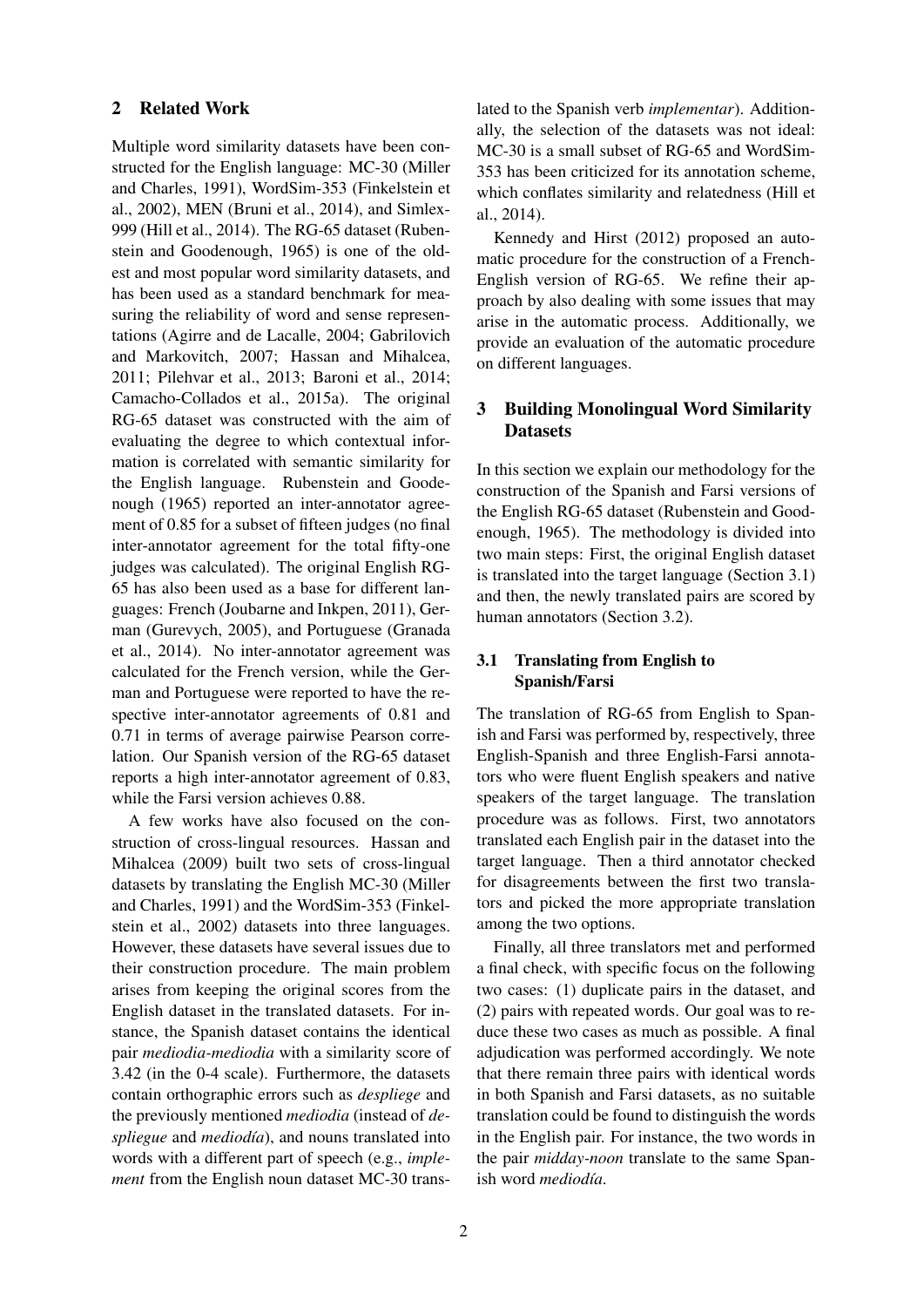## 2 Related Work

Multiple word similarity datasets have been constructed for the English language: MC-30 (Miller and Charles, 1991), WordSim-353 (Finkelstein et al., 2002), MEN (Bruni et al., 2014), and Simlex-999 (Hill et al., 2014). The RG-65 dataset (Rubenstein and Goodenough, 1965) is one of the oldest and most popular word similarity datasets, and has been used as a standard benchmark for measuring the reliability of word and sense representations (Agirre and de Lacalle, 2004; Gabrilovich and Markovitch, 2007; Hassan and Mihalcea, 2011; Pilehvar et al., 2013; Baroni et al., 2014; Camacho-Collados et al., 2015a). The original RG-65 dataset was constructed with the aim of evaluating the degree to which contextual information is correlated with semantic similarity for the English language. Rubenstein and Goodenough (1965) reported an inter-annotator agreement of 0.85 for a subset of fifteen judges (no final inter-annotator agreement for the total fifty-one judges was calculated). The original English RG-65 has also been used as a base for different languages: French (Joubarne and Inkpen, 2011), German (Gurevych, 2005), and Portuguese (Granada et al., 2014). No inter-annotator agreement was calculated for the French version, while the German and Portuguese were reported to have the respective inter-annotator agreements of 0.81 and 0.71 in terms of average pairwise Pearson correlation. Our Spanish version of the RG-65 dataset reports a high inter-annotator agreement of 0.83, while the Farsi version achieves 0.88.

A few works have also focused on the construction of cross-lingual resources. Hassan and Mihalcea (2009) built two sets of cross-lingual datasets by translating the English MC-30 (Miller and Charles, 1991) and the WordSim-353 (Finkelstein et al., 2002) datasets into three languages. However, these datasets have several issues due to their construction procedure. The main problem arises from keeping the original scores from the English dataset in the translated datasets. For instance, the Spanish dataset contains the identical pair *mediodia-mediodia* with a similarity score of 3.42 (in the 0-4 scale). Furthermore, the datasets contain orthographic errors such as *despliege* and the previously mentioned *mediodia* (instead of *despliegue* and *mediodía*), and nouns translated into words with a different part of speech (e.g., *implement* from the English noun dataset MC-30 translated to the Spanish verb *implementar*). Additionally, the selection of the datasets was not ideal: MC-30 is a small subset of RG-65 and WordSim-353 has been criticized for its annotation scheme, which conflates similarity and relatedness (Hill et al., 2014).

Kennedy and Hirst (2012) proposed an automatic procedure for the construction of a French-English version of RG-65. We refine their approach by also dealing with some issues that may arise in the automatic process. Additionally, we provide an evaluation of the automatic procedure on different languages.

## 3 Building Monolingual Word Similarity Datasets

In this section we explain our methodology for the construction of the Spanish and Farsi versions of the English RG-65 dataset (Rubenstein and Goodenough, 1965). The methodology is divided into two main steps: First, the original English dataset is translated into the target language (Section 3.1) and then, the newly translated pairs are scored by human annotators (Section 3.2).

### 3.1 Translating from English to Spanish/Farsi

The translation of RG-65 from English to Spanish and Farsi was performed by, respectively, three English-Spanish and three English-Farsi annotators who were fluent English speakers and native speakers of the target language. The translation procedure was as follows. First, two annotators translated each English pair in the dataset into the target language. Then a third annotator checked for disagreements between the first two translators and picked the more appropriate translation among the two options.

Finally, all three translators met and performed a final check, with specific focus on the following two cases: (1) duplicate pairs in the dataset, and (2) pairs with repeated words. Our goal was to reduce these two cases as much as possible. A final adjudication was performed accordingly. We note that there remain three pairs with identical words in both Spanish and Farsi datasets, as no suitable translation could be found to distinguish the words in the English pair. For instance, the two words in the pair *midday-noon* translate to the same Spanish word *mediodía*.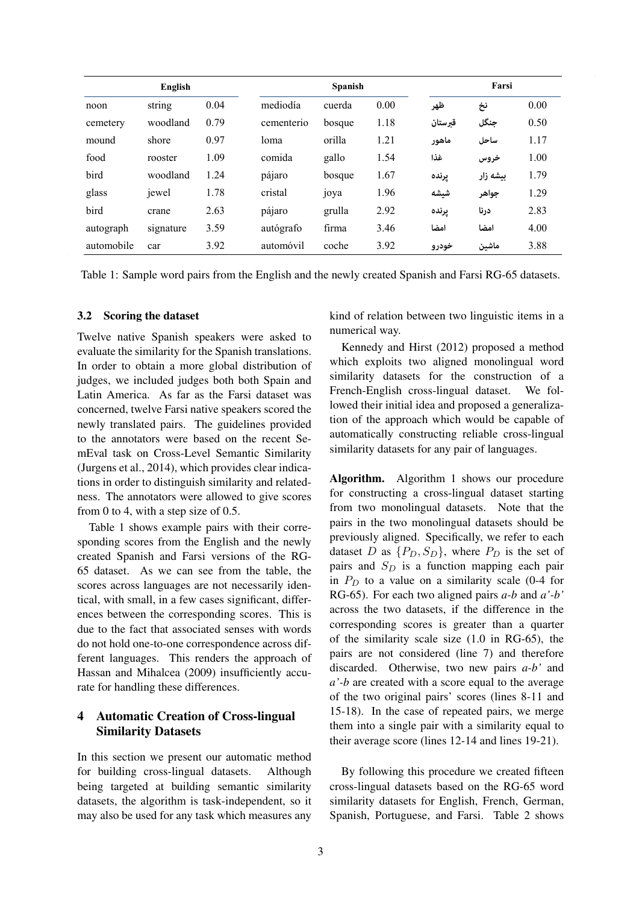| English | | | Spanish | | | Farsi | | |
|---|---|---|---|---|---|---|---|---|
| noon | string | 0.04 | mediodía | cuerda | 0.00 | ظهر | نخ | 0.00 |
| cemetery | woodland | 0.79 | cementerio | bosque | 1.18 | قبرستان | جنگل | 0.50 |
| mound | shore | 0.97 | loma | orilla | 1.21 | ماهور | ساحل | 1.17 |
| food | rooster | 1.09 | comida | gallo | 1.54 | غذا | خروس | 1.00 |
| bird | woodland | 1.24 | pájaro | bosque | 1.67 | پرنده | بیشه زار | 1.79 |
| glass | jewel | 1.78 | cristal | joya | 1.96 | شیشه | جواهر | 1.29 |
| bird | crane | 2.63 | pájaro | grulla | 2.92 | پرنده | درنا | 2.83 |
| autograph | signature | 3.59 | autógrafo | firma | 3.46 | امضا | امضا | 4.00 |
| automobile | car | 3.92 | automóvil | coche | 3.92 | خودرو | ماشین | 3.88 |

Table 1: Sample word pairs from the English and the newly created Spanish and Farsi RG-65 datasets.

### 3.2 Scoring the dataset

Twelve native Spanish speakers were asked to evaluate the similarity for the Spanish translations. In order to obtain a more global distribution of judges, we included judges both both Spain and Latin America. As far as the Farsi dataset was concerned, twelve Farsi native speakers scored the newly translated pairs. The guidelines provided to the annotators were based on the recent SemEval task on Cross-Level Semantic Similarity (Jurgens et al., 2014), which provides clear indications in order to distinguish similarity and relatedness. The annotators were allowed to give scores from 0 to 4, with a step size of 0.5.

Table 1 shows example pairs with their corresponding scores from the English and the newly created Spanish and Farsi versions of the RG-65 dataset. As we can see from the table, the scores across languages are not necessarily identical, with small, in a few cases significant, differences between the corresponding scores. This is due to the fact that associated senses with words do not hold one-to-one correspondence across different languages. This renders the approach of Hassan and Mihalcea (2009) insufficiently accurate for handling these differences.

## 4 Automatic Creation of Cross-lingual Similarity Datasets

In this section we present our automatic method for building cross-lingual datasets. Although being targeted at building semantic similarity datasets, the algorithm is task-independent, so it may also be used for any task which measures any kind of relation between two linguistic items in a numerical way.

Kennedy and Hirst (2012) proposed a method which exploits two aligned monolingual word similarity datasets for the construction of a French-English cross-lingual dataset. We followed their initial idea and proposed a generalization of the approach which would be capable of automatically constructing reliable cross-lingual similarity datasets for any pair of languages.

**Algorithm.** Algorithm 1 shows our procedure for constructing a cross-lingual dataset starting from two monolingual datasets. Note that the pairs in the two monolingual datasets should be previously aligned. Specifically, we refer to each dataset $D$ as $\{P_D, S_D\}$, where $P_D$ is the set of pairs and $S_D$ is a function mapping each pair in $P_D$ to a value on a similarity scale (0-4 for RG-65). For each two aligned pairs *a-b* and *a'-b'* across the two datasets, if the difference in the corresponding scores is greater than a quarter of the similarity scale size (1.0 in RG-65), the pairs are not considered (line 7) and therefore discarded. Otherwise, two new pairs *a-b'* and *a'-b* are created with a score equal to the average of the two original pairs' scores (lines 8-11 and 15-18). In the case of repeated pairs, we merge them into a single pair with a similarity equal to their average score (lines 12-14 and lines 19-21).

By following this procedure we created fifteen cross-lingual datasets based on the RG-65 word similarity datasets for English, French, German, Spanish, Portuguese, and Farsi. Table 2 shows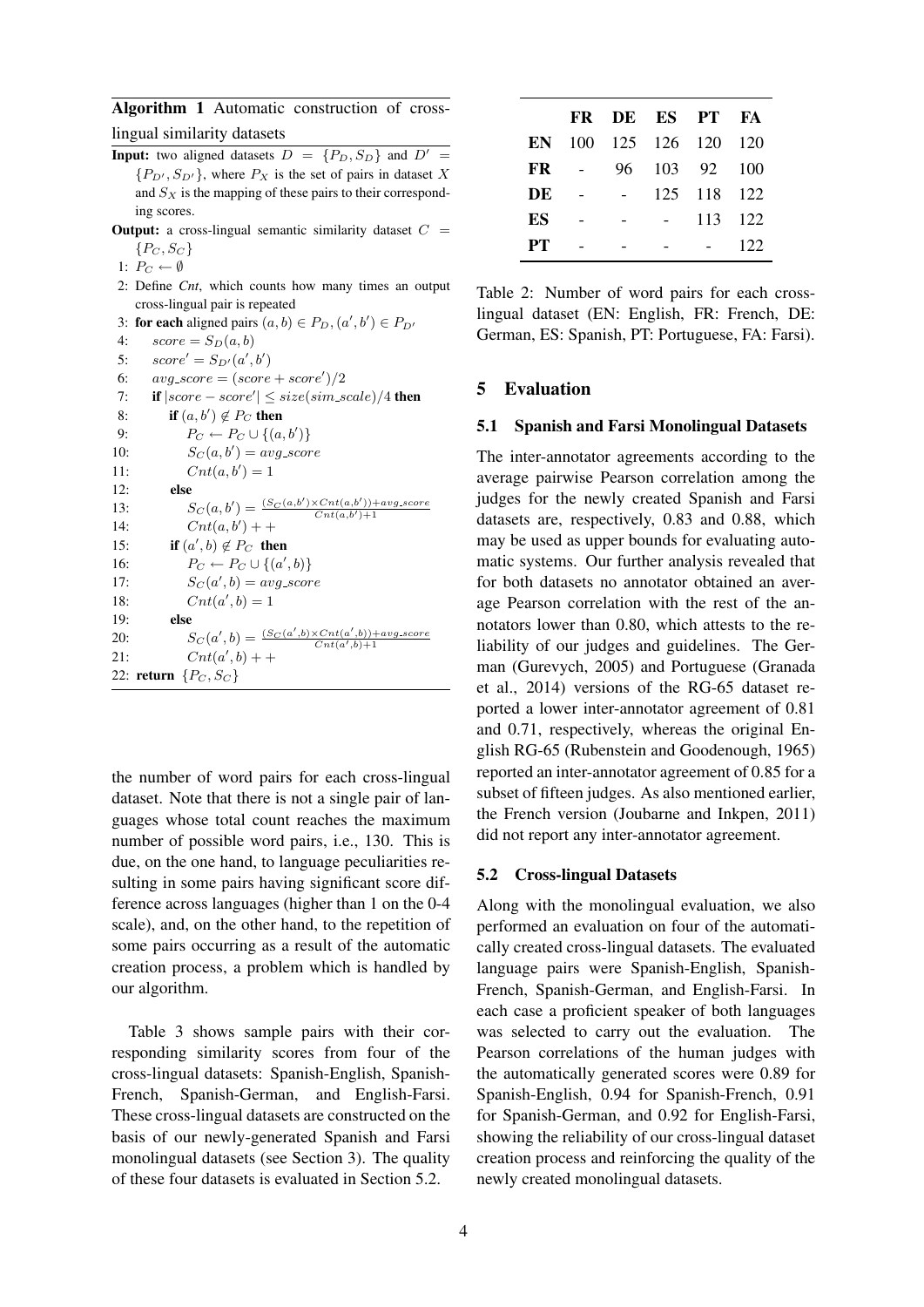**Algorithm 1** Automatic construction of cross-lingual similarity datasets

**Input:** two aligned datasets $D = \{P_D, S_D\}$ and $D' = \{P_{D'}, S_{D'}\}$, where $P_X$ is the set of pairs in dataset $X$ and $S_X$ is the mapping of these pairs to their corresponding scores.

**Output:** a cross-lingual semantic similarity dataset $C = \{P_C, S_C\}$

1: $P_C \leftarrow \emptyset$
2: Define *Cnt*, which counts how many times an output cross-lingual pair is repeated
3: **for each** aligned pairs $(a, b) \in P_D, (a', b') \in P_{D'}$
4: $\quad score = S_D(a, b)$
5: $\quad score' = S_{D'}(a', b')$
6: $\quad avg\_score = (score + score')/2$
7: $\quad$**if** $|score - score'| \leq size(sim\_scale)/4$ **then**
8: $\quad\quad$**if** $(a, b') \notin P_C$ **then**
9: $\quad\quad\quad P_C \leftarrow P_C \cup \{(a, b')\}$
10: $\quad\quad\quad S_C(a, b') = avg\_score$
11: $\quad\quad\quad Cnt(a, b') = 1$
12: $\quad\quad$**else**
13: $\quad\quad\quad S_C(a, b') = \frac{(S_C(a,b') \times Cnt(a,b')) + avg\_score}{Cnt(a,b')+1}$
14: $\quad\quad\quad Cnt(a, b') ++$
15: $\quad\quad$**if** $(a', b) \notin P_C$ **then**
16: $\quad\quad\quad P_C \leftarrow P_C \cup \{(a', b)\}$
17: $\quad\quad\quad S_C(a', b) = avg\_score$
18: $\quad\quad\quad Cnt(a', b) = 1$
19: $\quad\quad$**else**
20: $\quad\quad\quad S_C(a', b) = \frac{(S_C(a',b) \times Cnt(a',b)) + avg\_score}{Cnt(a',b)+1}$
21: $\quad\quad\quad Cnt(a', b) ++$
22: **return** $\{P_C, S_C\}$

the number of word pairs for each cross-lingual dataset. Note that there is not a single pair of languages whose total count reaches the maximum number of possible word pairs, i.e., 130. This is due, on the one hand, to language peculiarities resulting in some pairs having significant score difference across languages (higher than 1 on the 0-4 scale), and, on the other hand, to the repetition of some pairs occurring as a result of the automatic creation process, a problem which is handled by our algorithm.

Table 3 shows sample pairs with their corresponding similarity scores from four of the cross-lingual datasets: Spanish-English, Spanish-French, Spanish-German, and English-Farsi. These cross-lingual datasets are constructed on the basis of our newly-generated Spanish and Farsi monolingual datasets (see Section 3). The quality of these four datasets is evaluated in Section 5.2.

| | **FR** | **DE** | **ES** | **PT** | **FA** |
|---|---|---|---|---|---|
| **EN** | 100 | 125 | 126 | 120 | 120 |
| **FR** | - | 96 | 103 | 92 | 100 |
| **DE** | - | - | 125 | 118 | 122 |
| **ES** | - | - | - | 113 | 122 |
| **PT** | - | - | - | - | 122 |

Table 2: Number of word pairs for each cross-lingual dataset (EN: English, FR: French, DE: German, ES: Spanish, PT: Portuguese, FA: Farsi).

## 5 Evaluation

### 5.1 Spanish and Farsi Monolingual Datasets

The inter-annotator agreements according to the average pairwise Pearson correlation among the judges for the newly created Spanish and Farsi datasets are, respectively, 0.83 and 0.88, which may be used as upper bounds for evaluating automatic systems. Our further analysis revealed that for both datasets no annotator obtained an average Pearson correlation with the rest of the annotators lower than 0.80, which attests to the reliability of our judges and guidelines. The German (Gurevych, 2005) and Portuguese (Granada et al., 2014) versions of the RG-65 dataset reported a lower inter-annotator agreement of 0.81 and 0.71, respectively, whereas the original English RG-65 (Rubenstein and Goodenough, 1965) reported an inter-annotator agreement of 0.85 for a subset of fifteen judges. As also mentioned earlier, the French version (Joubarne and Inkpen, 2011) did not report any inter-annotator agreement.

### 5.2 Cross-lingual Datasets

Along with the monolingual evaluation, we also performed an evaluation on four of the automatically created cross-lingual datasets. The evaluated language pairs were Spanish-English, Spanish-French, Spanish-German, and English-Farsi. In each case a proficient speaker of both languages was selected to carry out the evaluation. The Pearson correlations of the human judges with the automatically generated scores were 0.89 for Spanish-English, 0.94 for Spanish-French, 0.91 for Spanish-German, and 0.92 for English-Farsi, showing the reliability of our cross-lingual dataset creation process and reinforcing the quality of the newly created monolingual datasets.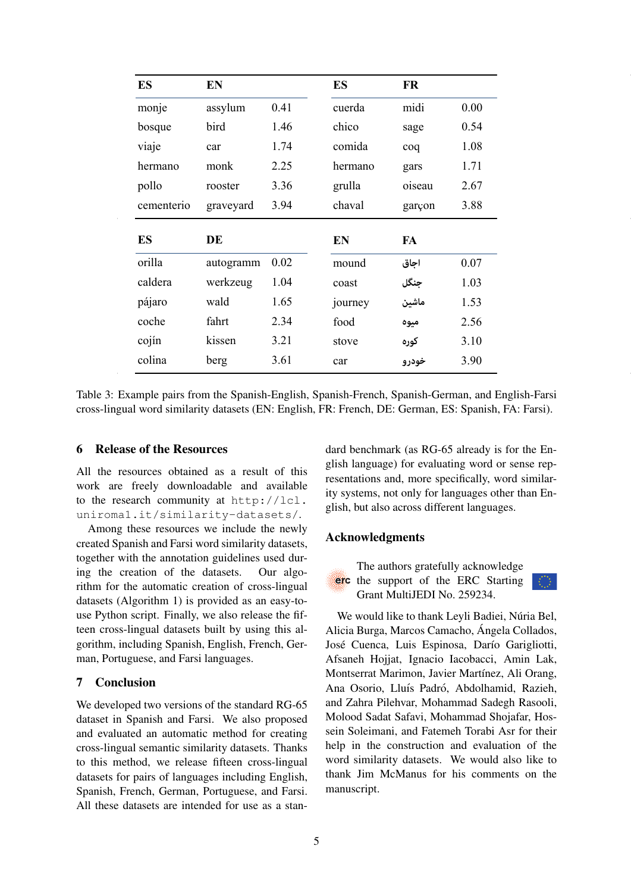| ES | EN | | ES | FR | |
|---|---|---|---|---|---|
| monje | assylum | 0.41 | cuerda | midi | 0.00 |
| bosque | bird | 1.46 | chico | sage | 0.54 |
| viaje | car | 1.74 | comida | coq | 1.08 |
| hermano | monk | 2.25 | hermano | gars | 1.71 |
| pollo | rooster | 3.36 | grulla | oiseau | 2.67 |
| cementerio | graveyard | 3.94 | chaval | garçon | 3.88 |
| **ES** | **DE** | | **EN** | **FA** | |
| orilla | autogramm | 0.02 | mound | اجاق | 0.07 |
| caldera | werkzeug | 1.04 | coast | جنگل | 1.03 |
| pájaro | wald | 1.65 | journey | ماشین | 1.53 |
| coche | fahrt | 2.34 | food | میوه | 2.56 |
| cojín | kissen | 3.21 | stove | کوره | 3.10 |
| colina | berg | 3.61 | car | خودرو | 3.90 |

Table 3: Example pairs from the Spanish-English, Spanish-French, Spanish-German, and English-Farsi cross-lingual word similarity datasets (EN: English, FR: French, DE: German, ES: Spanish, FA: Farsi).

## 6 Release of the Resources

All the resources obtained as a result of this work are freely downloadable and available to the research community at http://lcl.uniroma1.it/similarity-datasets/.

Among these resources we include the newly created Spanish and Farsi word similarity datasets, together with the annotation guidelines used during the creation of the datasets. Our algorithm for the automatic creation of cross-lingual datasets (Algorithm 1) is provided as an easy-to-use Python script. Finally, we also release the fifteen cross-lingual datasets built by using this algorithm, including Spanish, English, French, German, Portuguese, and Farsi languages.

## 7 Conclusion

We developed two versions of the standard RG-65 dataset in Spanish and Farsi. We also proposed and evaluated an automatic method for creating cross-lingual semantic similarity datasets. Thanks to this method, we release fifteen cross-lingual datasets for pairs of languages including English, Spanish, French, German, Portuguese, and Farsi. All these datasets are intended for use as a standard benchmark (as RG-65 already is for the English language) for evaluating word or sense representations and, more specifically, word similarity systems, not only for languages other than English, but also across different languages.

## Acknowledgments

The authors gratefully acknowledge the support of the ERC Starting Grant MultiJEDI No. 259234.

We would like to thank Leyli Badiei, Núria Bel, Alicia Burga, Marcos Camacho, Ángela Collados, José Cuenca, Luis Espinosa, Darío Garigliotti, Afsaneh Hojjat, Ignacio Iacobacci, Amin Lak, Montserrat Marimon, Javier Martínez, Ali Orang, Ana Osorio, Lluís Padró, Abdolhamid, Razieh, and Zahra Pilehvar, Mohammad Sadegh Rasooli, Molood Sadat Safavi, Mohammad Shojafar, Hossein Soleimani, and Fatemeh Torabi Asr for their help in the construction and evaluation of the word similarity datasets. We would also like to thank Jim McManus for his comments on the manuscript.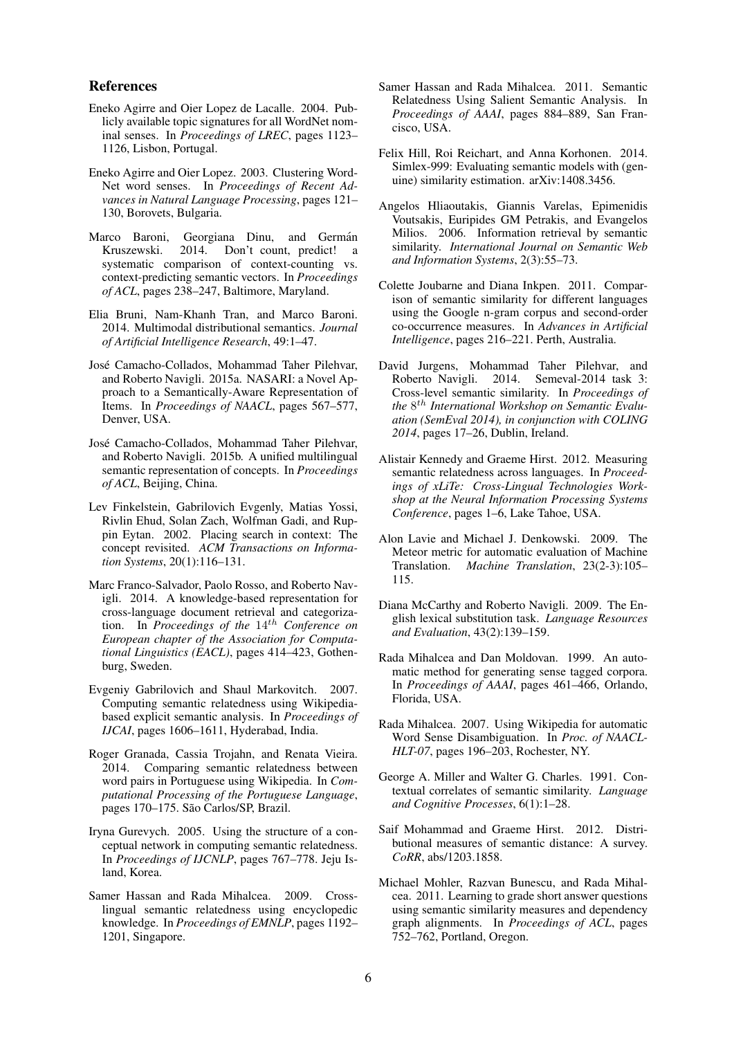## References

Eneko Agirre and Oier Lopez de Lacalle. 2004. Publicly available topic signatures for all WordNet nominal senses. In *Proceedings of LREC*, pages 1123–1126, Lisbon, Portugal.

Eneko Agirre and Oier Lopez. 2003. Clustering WordNet word senses. In *Proceedings of Recent Advances in Natural Language Processing*, pages 121–130, Borovets, Bulgaria.

Marco Baroni, Georgiana Dinu, and Germán Kruszewski. 2014. Don't count, predict! a systematic comparison of context-counting vs. context-predicting semantic vectors. In *Proceedings of ACL*, pages 238–247, Baltimore, Maryland.

Elia Bruni, Nam-Khanh Tran, and Marco Baroni. 2014. Multimodal distributional semantics. *Journal of Artificial Intelligence Research*, 49:1–47.

José Camacho-Collados, Mohammad Taher Pilehvar, and Roberto Navigli. 2015a. NASARI: a Novel Approach to a Semantically-Aware Representation of Items. In *Proceedings of NAACL*, pages 567–577, Denver, USA.

José Camacho-Collados, Mohammad Taher Pilehvar, and Roberto Navigli. 2015b. A unified multilingual semantic representation of concepts. In *Proceedings of ACL*, Beijing, China.

Lev Finkelstein, Gabrilovich Evgenly, Matias Yossi, Rivlin Ehud, Solan Zach, Wolfman Gadi, and Ruppin Eytan. 2002. Placing search in context: The concept revisited. *ACM Transactions on Information Systems*, 20(1):116–131.

Marc Franco-Salvador, Paolo Rosso, and Roberto Navigli. 2014. A knowledge-based representation for cross-language document retrieval and categorization. In *Proceedings of the $14^{th}$ Conference on European chapter of the Association for Computational Linguistics (EACL)*, pages 414–423, Gothenburg, Sweden.

Evgeniy Gabrilovich and Shaul Markovitch. 2007. Computing semantic relatedness using Wikipedia-based explicit semantic analysis. In *Proceedings of IJCAI*, pages 1606–1611, Hyderabad, India.

Roger Granada, Cassia Trojahn, and Renata Vieira. 2014. Comparing semantic relatedness between word pairs in Portuguese using Wikipedia. In *Computational Processing of the Portuguese Language*, pages 170–175. São Carlos/SP, Brazil.

Iryna Gurevych. 2005. Using the structure of a conceptual network in computing semantic relatedness. In *Proceedings of IJCNLP*, pages 767–778. Jeju Island, Korea.

Samer Hassan and Rada Mihalcea. 2009. Cross-lingual semantic relatedness using encyclopedic knowledge. In *Proceedings of EMNLP*, pages 1192–1201, Singapore.

Samer Hassan and Rada Mihalcea. 2011. Semantic Relatedness Using Salient Semantic Analysis. In *Proceedings of AAAI*, pages 884–889, San Francisco, USA.

Felix Hill, Roi Reichart, and Anna Korhonen. 2014. Simlex-999: Evaluating semantic models with (genuine) similarity estimation. arXiv:1408.3456.

Angelos Hliaoutakis, Giannis Varelas, Epimenidis Voutsakis, Euripides GM Petrakis, and Evangelos Milios. 2006. Information retrieval by semantic similarity. *International Journal on Semantic Web and Information Systems*, 2(3):55–73.

Colette Joubarne and Diana Inkpen. 2011. Comparison of semantic similarity for different languages using the Google n-gram corpus and second-order co-occurrence measures. In *Advances in Artificial Intelligence*, pages 216–221. Perth, Australia.

David Jurgens, Mohammad Taher Pilehvar, and Roberto Navigli. 2014. Semeval-2014 task 3: Cross-level semantic similarity. In *Proceedings of the $8^{th}$ International Workshop on Semantic Evaluation (SemEval 2014), in conjunction with COLING 2014*, pages 17–26, Dublin, Ireland.

Alistair Kennedy and Graeme Hirst. 2012. Measuring semantic relatedness across languages. In *Proceedings of xLiTe: Cross-Lingual Technologies Workshop at the Neural Information Processing Systems Conference*, pages 1–6, Lake Tahoe, USA.

Alon Lavie and Michael J. Denkowski. 2009. The Meteor metric for automatic evaluation of Machine Translation. *Machine Translation*, 23(2-3):105–115.

Diana McCarthy and Roberto Navigli. 2009. The English lexical substitution task. *Language Resources and Evaluation*, 43(2):139–159.

Rada Mihalcea and Dan Moldovan. 1999. An automatic method for generating sense tagged corpora. In *Proceedings of AAAI*, pages 461–466, Orlando, Florida, USA.

Rada Mihalcea. 2007. Using Wikipedia for automatic Word Sense Disambiguation. In *Proc. of NAACL-HLT-07*, pages 196–203, Rochester, NY.

George A. Miller and Walter G. Charles. 1991. Contextual correlates of semantic similarity. *Language and Cognitive Processes*, 6(1):1–28.

Saif Mohammad and Graeme Hirst. 2012. Distributional measures of semantic distance: A survey. *CoRR*, abs/1203.1858.

Michael Mohler, Razvan Bunescu, and Rada Mihalcea. 2011. Learning to grade short answer questions using semantic similarity measures and dependency graph alignments. In *Proceedings of ACL*, pages 752–762, Portland, Oregon.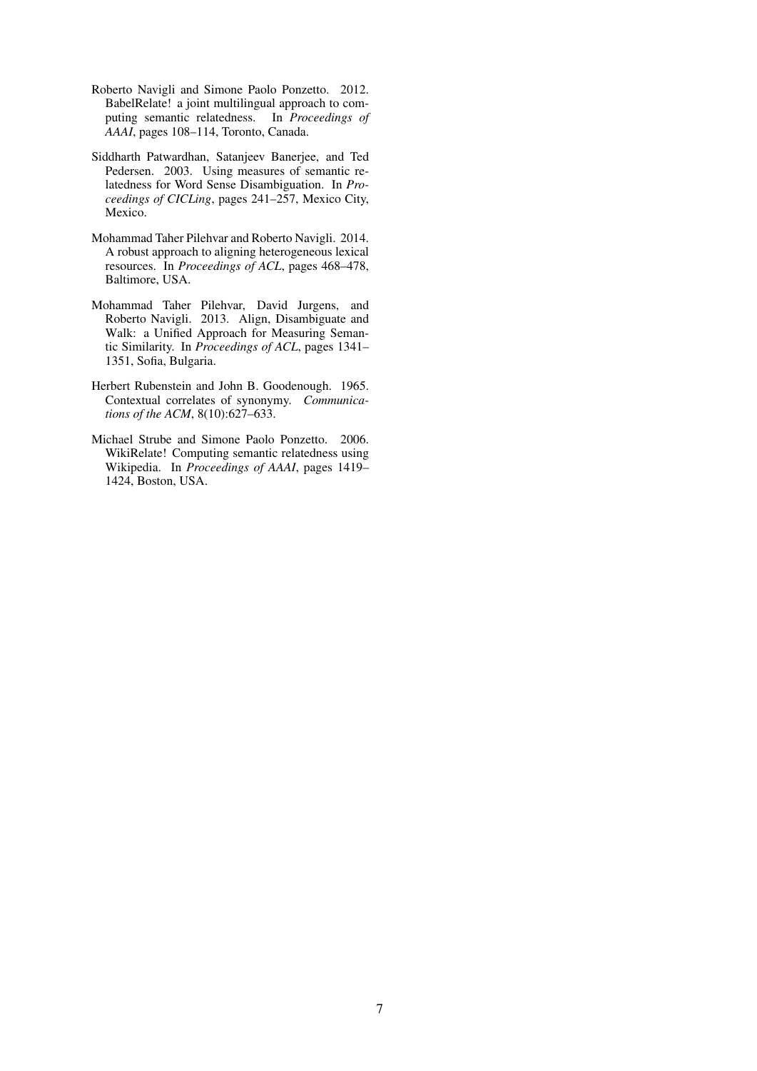Roberto Navigli and Simone Paolo Ponzetto. 2012. BabelRelate! a joint multilingual approach to computing semantic relatedness. In *Proceedings of AAAI*, pages 108–114, Toronto, Canada.

Siddharth Patwardhan, Satanjeev Banerjee, and Ted Pedersen. 2003. Using measures of semantic relatedness for Word Sense Disambiguation. In *Proceedings of CICLing*, pages 241–257, Mexico City, Mexico.

Mohammad Taher Pilehvar and Roberto Navigli. 2014. A robust approach to aligning heterogeneous lexical resources. In *Proceedings of ACL*, pages 468–478, Baltimore, USA.

Mohammad Taher Pilehvar, David Jurgens, and Roberto Navigli. 2013. Align, Disambiguate and Walk: a Unified Approach for Measuring Semantic Similarity. In *Proceedings of ACL*, pages 1341–1351, Sofia, Bulgaria.

Herbert Rubenstein and John B. Goodenough. 1965. Contextual correlates of synonymy. *Communications of the ACM*, 8(10):627–633.

Michael Strube and Simone Paolo Ponzetto. 2006. WikiRelate! Computing semantic relatedness using Wikipedia. In *Proceedings of AAAI*, pages 1419–1424, Boston, USA.